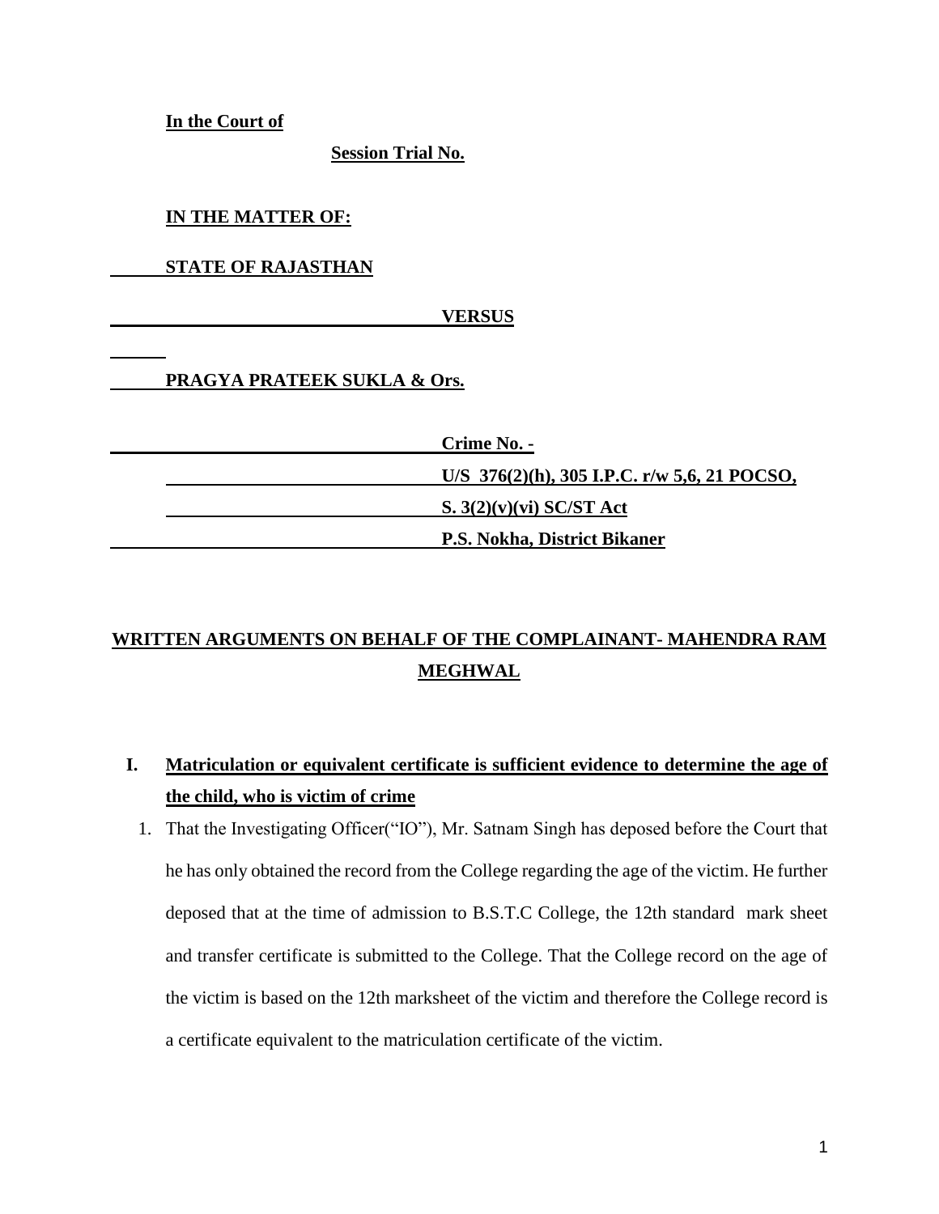**In the Court of**

**Session Trial No.**

**IN THE MATTER OF:**

**STATE OF RAJASTHAN**

**VERSUS**

**PRAGYA PRATEEK SUKLA & Ors.**

**Crime No. -**

**U/S 376(2)(h), 305 I.P.C. r/w 5,6, 21 POCSO,**

**S. 3(2)(v)(vi) SC/ST Act**

**P.S. Nokha, District Bikaner**

## WRITTEN ARGUMENTS ON BEHALF OF THE COMPLAINANT- MAHENDRA RAM MEGHWAL

### I. Matriculation or equivalent certificate is sufficient evidence to determine the age of the child, who is victim of crime

1. That the Investigating Officer("IO"), Mr. Satnam Singh has deposed before the Court that he has only obtained the record from the College regarding the age of the victim. He further deposed that at the time of admission to B.S.T.C College, the 12th standard mark sheet and transfer certificate is submitted to the College. That the College record on the age of the victim is based on the 12th marksheet of the victim and therefore the College record is a certificate equivalent to the matriculation certificate of the victim.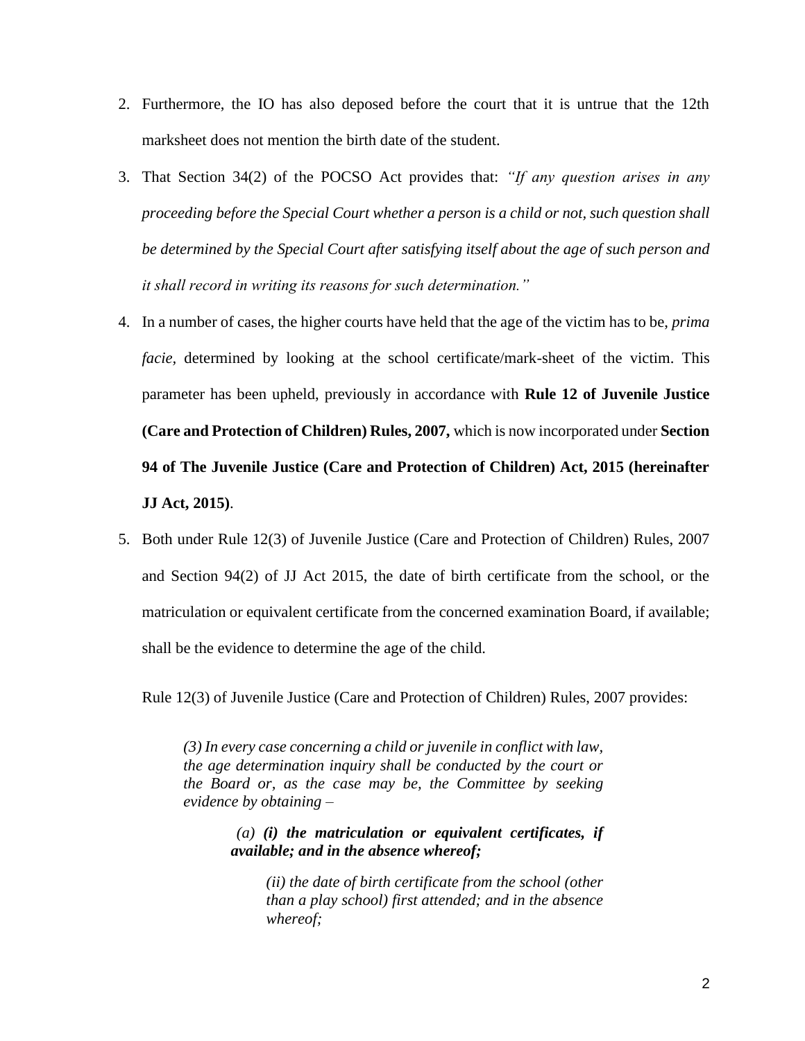2. Furthermore, the IO has also deposed before the court that it is untrue that the 12th marksheet does not mention the birth date of the student.

3. That Section 34(2) of the POCSO Act provides that: *"If any question arises in any proceeding before the Special Court whether a person is a child or not, such question shall be determined by the Special Court after satisfying itself about the age of such person and it shall record in writing its reasons for such determination."*

4. In a number of cases, the higher courts have held that the age of the victim has to be, *prima facie,* determined by looking at the school certificate/mark-sheet of the victim. This parameter has been upheld, previously in accordance with **Rule 12 of Juvenile Justice (Care and Protection of Children) Rules, 2007,** which is now incorporated under **Section 94 of The Juvenile Justice (Care and Protection of Children) Act, 2015 (hereinafter JJ Act, 2015)**.

5. Both under Rule 12(3) of Juvenile Justice (Care and Protection of Children) Rules, 2007 and Section 94(2) of JJ Act 2015, the date of birth certificate from the school, or the matriculation or equivalent certificate from the concerned examination Board, if available; shall be the evidence to determine the age of the child.

   Rule 12(3) of Juvenile Justice (Care and Protection of Children) Rules, 2007 provides:

   > *(3) In every case concerning a child or juvenile in conflict with law, the age determination inquiry shall be conducted by the court or the Board or, as the case may be, the Committee by seeking evidence by obtaining –*
   >
   > *(a)* ***(i) the matriculation or equivalent certificates, if available; and in the absence whereof;***
   >
   > *(ii) the date of birth certificate from the school (other than a play school) first attended; and in the absence whereof;*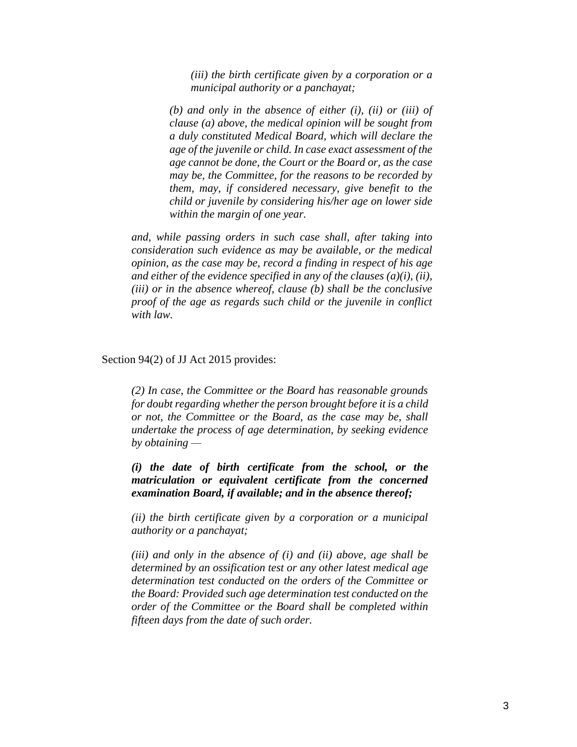> > *(iii) the birth certificate given by a corporation or a municipal authority or a panchayat;*
>
> *(b) and only in the absence of either (i), (ii) or (iii) of clause (a) above, the medical opinion will be sought from a duly constituted Medical Board, which will declare the age of the juvenile or child. In case exact assessment of the age cannot be done, the Court or the Board or, as the case may be, the Committee, for the reasons to be recorded by them, may, if considered necessary, give benefit to the child or juvenile by considering his/her age on lower side within the margin of one year.*

*and, while passing orders in such case shall, after taking into consideration such evidence as may be available, or the medical opinion, as the case may be, record a finding in respect of his age and either of the evidence specified in any of the clauses (a)(i), (ii), (iii) or in the absence whereof, clause (b) shall be the conclusive proof of the age as regards such child or the juvenile in conflict with law.*

Section 94(2) of JJ Act 2015 provides:

> *(2) In case, the Committee or the Board has reasonable grounds for doubt regarding whether the person brought before it is a child or not, the Committee or the Board, as the case may be, shall undertake the process of age determination, by seeking evidence by obtaining —*
>
> ***(i) the date of birth certificate from the school, or the matriculation or equivalent certificate from the concerned examination Board, if available; and in the absence thereof;***
>
> *(ii) the birth certificate given by a corporation or a municipal authority or a panchayat;*
>
> *(iii) and only in the absence of (i) and (ii) above, age shall be determined by an ossification test or any other latest medical age determination test conducted on the orders of the Committee or the Board: Provided such age determination test conducted on the order of the Committee or the Board shall be completed within fifteen days from the date of such order.*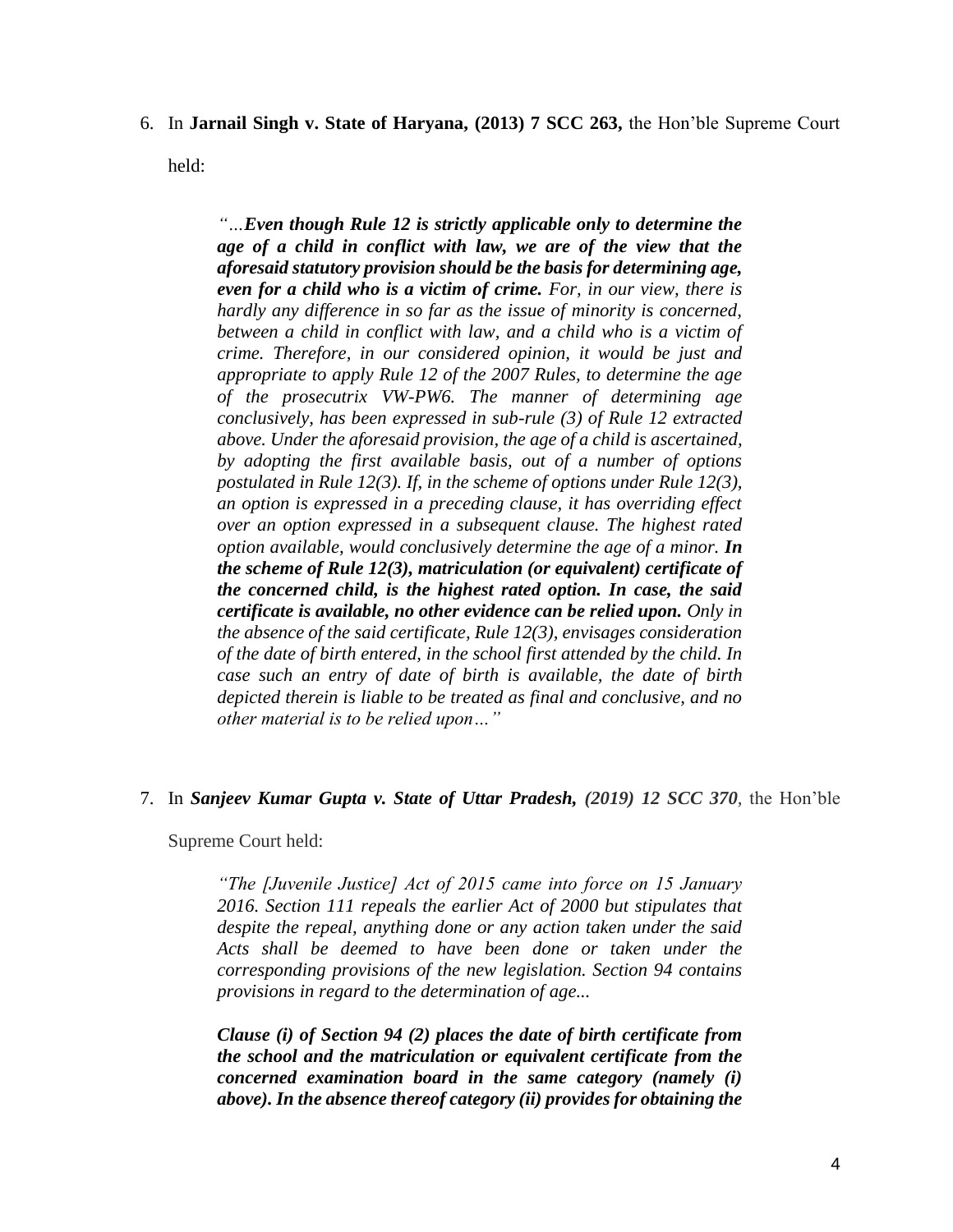6. In **Jarnail Singh v. State of Haryana, (2013) 7 SCC 263,** the Hon'ble Supreme Court held:

> *"…**Even though Rule 12 is strictly applicable only to determine the age of a child in conflict with law, we are of the view that the aforesaid statutory provision should be the basis for determining age, even for a child who is a victim of crime.** For, in our view, there is hardly any difference in so far as the issue of minority is concerned, between a child in conflict with law, and a child who is a victim of crime. Therefore, in our considered opinion, it would be just and appropriate to apply Rule 12 of the 2007 Rules, to determine the age of the prosecutrix VW-PW6. The manner of determining age conclusively, has been expressed in sub-rule (3) of Rule 12 extracted above. Under the aforesaid provision, the age of a child is ascertained, by adopting the first available basis, out of a number of options postulated in Rule 12(3). If, in the scheme of options under Rule 12(3), an option is expressed in a preceding clause, it has overriding effect over an option expressed in a subsequent clause. The highest rated option available, would conclusively determine the age of a minor. **In the scheme of Rule 12(3), matriculation (or equivalent) certificate of the concerned child, is the highest rated option. In case, the said certificate is available, no other evidence can be relied upon.** Only in the absence of the said certificate, Rule 12(3), envisages consideration of the date of birth entered, in the school first attended by the child. In case such an entry of date of birth is available, the date of birth depicted therein is liable to be treated as final and conclusive, and no other material is to be relied upon…"*

7. In ***Sanjeev Kumar Gupta v. State of Uttar Pradesh, (2019) 12 SCC 370***, the Hon'ble Supreme Court held:

> *"The [Juvenile Justice] Act of 2015 came into force on 15 January 2016. Section 111 repeals the earlier Act of 2000 but stipulates that despite the repeal, anything done or any action taken under the said Acts shall be deemed to have been done or taken under the corresponding provisions of the new legislation. Section 94 contains provisions in regard to the determination of age...*
>
> ***Clause (i) of Section 94 (2) places the date of birth certificate from the school and the matriculation or equivalent certificate from the concerned examination board in the same category (namely (i) above). In the absence thereof category (ii) provides for obtaining the***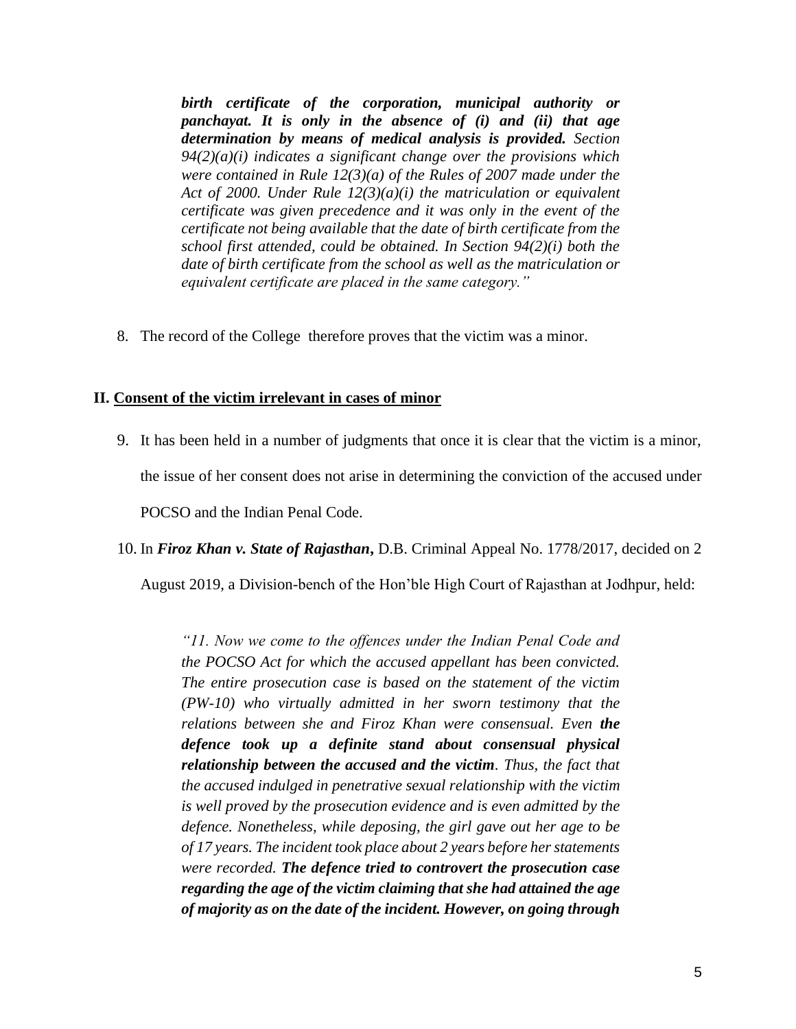> ***birth certificate of the corporation, municipal authority or panchayat. It is only in the absence of (i) and (ii) that age determination by means of medical analysis is provided.*** *Section 94(2)(a)(i) indicates a significant change over the provisions which were contained in Rule 12(3)(a) of the Rules of 2007 made under the Act of 2000. Under Rule 12(3)(a)(i) the matriculation or equivalent certificate was given precedence and it was only in the event of the certificate not being available that the date of birth certificate from the school first attended, could be obtained. In Section 94(2)(i) both the date of birth certificate from the school as well as the matriculation or equivalent certificate are placed in the same category."*

8. The record of the College therefore proves that the victim was a minor.

## II. <u>Consent of the victim irrelevant in cases of minor</u>

9. It has been held in a number of judgments that once it is clear that the victim is a minor, the issue of her consent does not arise in determining the conviction of the accused under POCSO and the Indian Penal Code.

10. In ***Firoz Khan v. State of Rajasthan*****,** D.B. Criminal Appeal No. 1778/2017, decided on 2 August 2019, a Division-bench of the Hon'ble High Court of Rajasthan at Jodhpur, held:

> *"11. Now we come to the offences under the Indian Penal Code and the POCSO Act for which the accused appellant has been convicted. The entire prosecution case is based on the statement of the victim (PW-10) who virtually admitted in her sworn testimony that the relations between she and Firoz Khan were consensual. Even* ***the defence took up a definite stand about consensual physical relationship between the accused and the victim****. Thus, the fact that the accused indulged in penetrative sexual relationship with the victim is well proved by the prosecution evidence and is even admitted by the defence. Nonetheless, while deposing, the girl gave out her age to be of 17 years. The incident took place about 2 years before her statements were recorded.* ***The defence tried to controvert the prosecution case regarding the age of the victim claiming that she had attained the age of majority as on the date of the incident. However, on going through***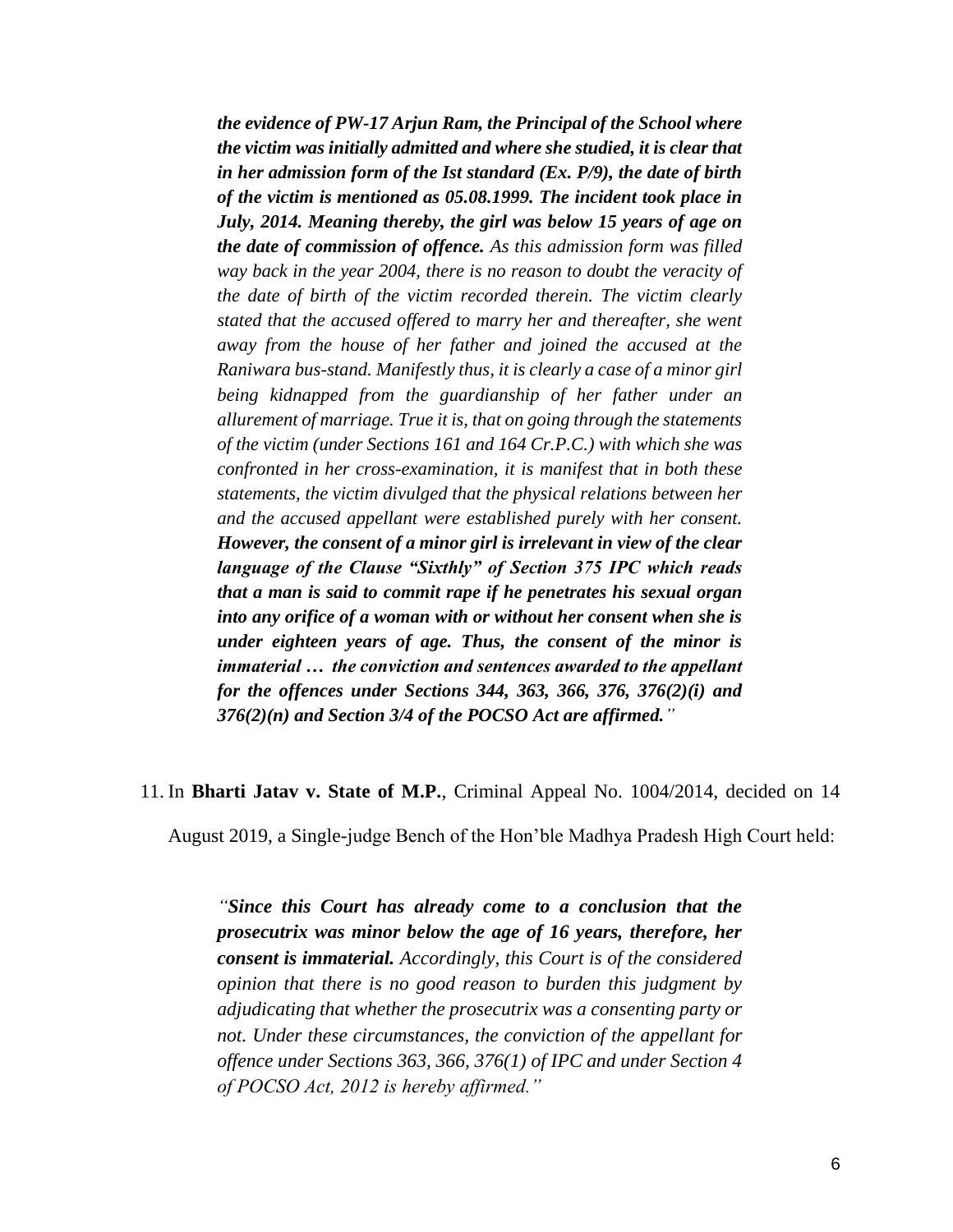> ***the evidence of PW-17 Arjun Ram, the Principal of the School where the victim was initially admitted and where she studied, it is clear that in her admission form of the Ist standard (Ex. P/9), the date of birth of the victim is mentioned as 05.08.1999. The incident took place in July, 2014. Meaning thereby, the girl was below 15 years of age on the date of commission of offence.*** *As this admission form was filled way back in the year 2004, there is no reason to doubt the veracity of the date of birth of the victim recorded therein. The victim clearly stated that the accused offered to marry her and thereafter, she went away from the house of her father and joined the accused at the Raniwara bus-stand. Manifestly thus, it is clearly a case of a minor girl being kidnapped from the guardianship of her father under an allurement of marriage. True it is, that on going through the statements of the victim (under Sections 161 and 164 Cr.P.C.) with which she was confronted in her cross-examination, it is manifest that in both these statements, the victim divulged that the physical relations between her and the accused appellant were established purely with her consent.* ***However, the consent of a minor girl is irrelevant in view of the clear language of the Clause "Sixthly" of Section 375 IPC which reads that a man is said to commit rape if he penetrates his sexual organ into any orifice of a woman with or without her consent when she is under eighteen years of age. Thus, the consent of the minor is immaterial … the conviction and sentences awarded to the appellant for the offences under Sections 344, 363, 366, 376, 376(2)(i) and 376(2)(n) and Section 3/4 of the POCSO Act are affirmed.****"*

11. In **Bharti Jatav v. State of M.P.**, Criminal Appeal No. 1004/2014, decided on 14 August 2019, a Single-judge Bench of the Hon'ble Madhya Pradesh High Court held:

> *"****Since this Court has already come to a conclusion that the prosecutrix was minor below the age of 16 years, therefore, her consent is immaterial.*** *Accordingly, this Court is of the considered opinion that there is no good reason to burden this judgment by adjudicating that whether the prosecutrix was a consenting party or not. Under these circumstances, the conviction of the appellant for offence under Sections 363, 366, 376(1) of IPC and under Section 4 of POCSO Act, 2012 is hereby affirmed."*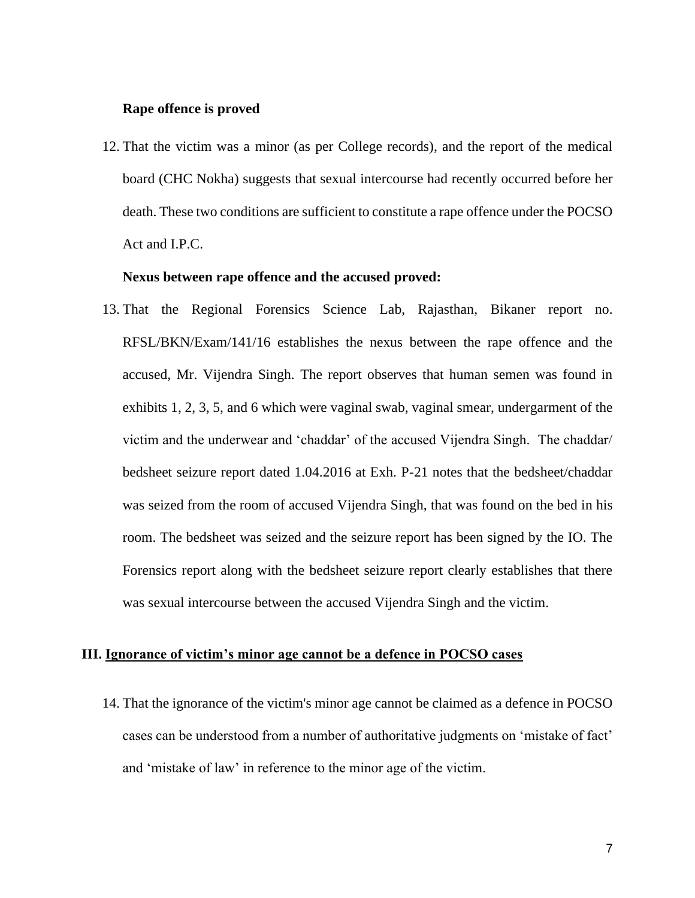**Rape offence is proved**

12. That the victim was a minor (as per College records), and the report of the medical board (CHC Nokha) suggests that sexual intercourse had recently occurred before her death. These two conditions are sufficient to constitute a rape offence under the POCSO Act and I.P.C.

**Nexus between rape offence and the accused proved:**

13. That the Regional Forensics Science Lab, Rajasthan, Bikaner report no. RFSL/BKN/Exam/141/16 establishes the nexus between the rape offence and the accused, Mr. Vijendra Singh. The report observes that human semen was found in exhibits 1, 2, 3, 5, and 6 which were vaginal swab, vaginal smear, undergarment of the victim and the underwear and 'chaddar' of the accused Vijendra Singh. The chaddar/ bedsheet seizure report dated 1.04.2016 at Exh. P-21 notes that the bedsheet/chaddar was seized from the room of accused Vijendra Singh, that was found on the bed in his room. The bedsheet was seized and the seizure report has been signed by the IO. The Forensics report along with the bedsheet seizure report clearly establishes that there was sexual intercourse between the accused Vijendra Singh and the victim.

## III. <u>Ignorance of victim's minor age cannot be a defence in POCSO cases</u>

14. That the ignorance of the victim's minor age cannot be claimed as a defence in POCSO cases can be understood from a number of authoritative judgments on 'mistake of fact' and 'mistake of law' in reference to the minor age of the victim.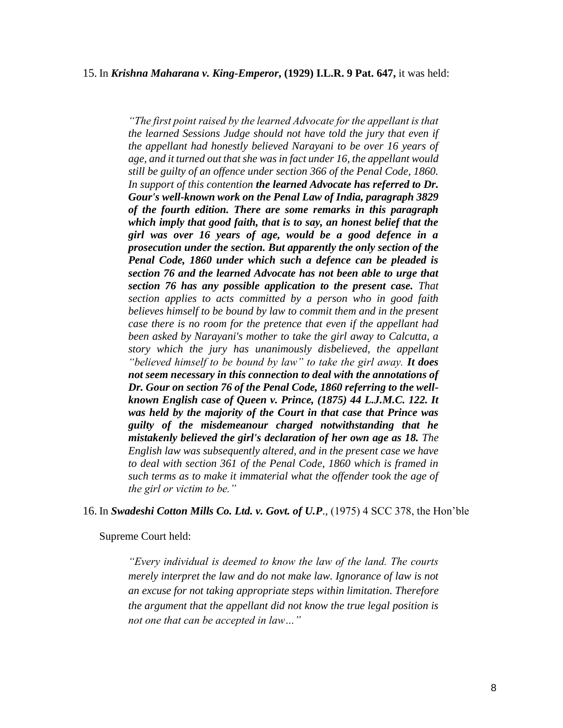15. In ***Krishna Maharana v. King-Emperor*, (1929) I.L.R. 9 Pat. 647,** it was held:

> *"The first point raised by the learned Advocate for the appellant is that the learned Sessions Judge should not have told the jury that even if the appellant had honestly believed Narayani to be over 16 years of age, and it turned out that she was in fact under 16, the appellant would still be guilty of an offence under section 366 of the Penal Code, 1860. In support of this contention* ***the learned Advocate has referred to Dr. Gour's well-known work on the Penal Law of India, paragraph 3829 of the fourth edition. There are some remarks in this paragraph which imply that good faith, that is to say, an honest belief that the girl was over 16 years of age, would be a good defence in a prosecution under the section. But apparently the only section of the Penal Code, 1860 under which such a defence can be pleaded is section 76 and the learned Advocate has not been able to urge that section 76 has any possible application to the present case.*** *That section applies to acts committed by a person who in good faith believes himself to be bound by law to commit them and in the present case there is no room for the pretence that even if the appellant had been asked by Narayani's mother to take the girl away to Calcutta, a story which the jury has unanimously disbelieved, the appellant "believed himself to be bound by law" to take the girl away.* ***It does not seem necessary in this connection to deal with the annotations of Dr. Gour on section 76 of the Penal Code, 1860 referring to the well-known English case of Queen v. Prince, (1875) 44 L.J.M.C. 122. It was held by the majority of the Court in that case that Prince was guilty of the misdemeanour charged notwithstanding that he mistakenly believed the girl's declaration of her own age as 18.*** *The English law was subsequently altered, and in the present case we have to deal with section 361 of the Penal Code, 1860 which is framed in such terms as to make it immaterial what the offender took the age of the girl or victim to be."*

16. In ***Swadeshi Cotton Mills Co. Ltd. v. Govt. of U.P***., (1975) 4 SCC 378, the Hon'ble Supreme Court held:

> *"Every individual is deemed to know the law of the land. The courts merely interpret the law and do not make law. Ignorance of law is not an excuse for not taking appropriate steps within limitation. Therefore the argument that the appellant did not know the true legal position is not one that can be accepted in law…"*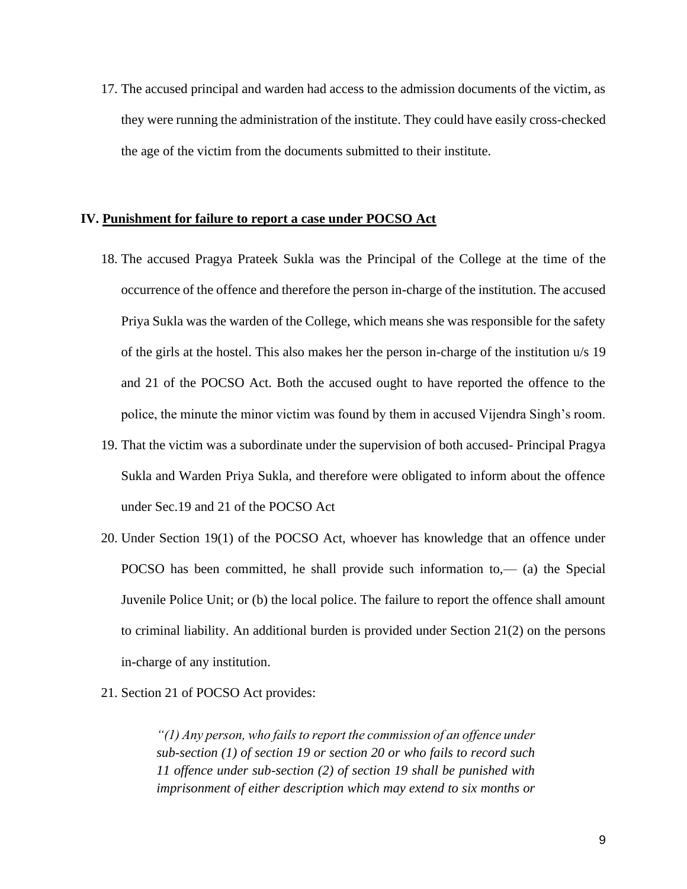17. The accused principal and warden had access to the admission documents of the victim, as they were running the administration of the institute. They could have easily cross-checked the age of the victim from the documents submitted to their institute.

## IV. **Punishment for failure to report a case under POCSO Act**

18. The accused Pragya Prateek Sukla was the Principal of the College at the time of the occurrence of the offence and therefore the person in-charge of the institution. The accused Priya Sukla was the warden of the College, which means she was responsible for the safety of the girls at the hostel. This also makes her the person in-charge of the institution u/s 19 and 21 of the POCSO Act. Both the accused ought to have reported the offence to the police, the minute the minor victim was found by them in accused Vijendra Singh's room.
19. That the victim was a subordinate under the supervision of both accused- Principal Pragya Sukla and Warden Priya Sukla, and therefore were obligated to inform about the offence under Sec.19 and 21 of the POCSO Act
20. Under Section 19(1) of the POCSO Act, whoever has knowledge that an offence under POCSO has been committed, he shall provide such information to,— (a) the Special Juvenile Police Unit; or (b) the local police. The failure to report the offence shall amount to criminal liability. An additional burden is provided under Section 21(2) on the persons in-charge of any institution.
21. Section 21 of POCSO Act provides:

> *"(1) Any person, who fails to report the commission of an offence under sub-section (1) of section 19 or section 20 or who fails to record such 11 offence under sub-section (2) of section 19 shall be punished with imprisonment of either description which may extend to six months or*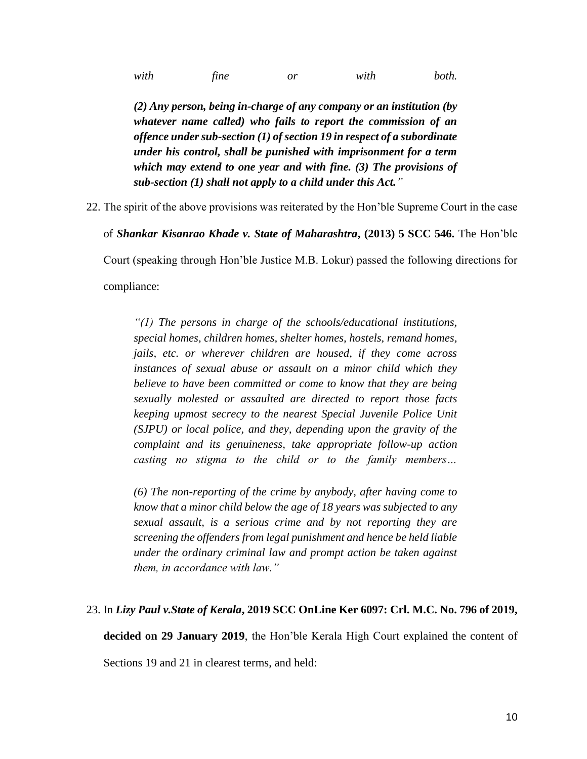> *with fine or with both.*
>
> ***(2) Any person, being in-charge of any company or an institution (by whatever name called) who fails to report the commission of an offence under sub-section (1) of section 19 in respect of a subordinate under his control, shall be punished with imprisonment for a term which may extend to one year and with fine. (3) The provisions of sub-section (1) shall not apply to a child under this Act.****"*

22. The spirit of the above provisions was reiterated by the Hon'ble Supreme Court in the case of ***Shankar Kisanrao Khade v. State of Maharashtra*, (2013) 5 SCC 546.** The Hon'ble Court (speaking through Hon'ble Justice M.B. Lokur) passed the following directions for compliance:

> *"(1) The persons in charge of the schools/educational institutions, special homes, children homes, shelter homes, hostels, remand homes, jails, etc. or wherever children are housed, if they come across instances of sexual abuse or assault on a minor child which they believe to have been committed or come to know that they are being sexually molested or assaulted are directed to report those facts keeping upmost secrecy to the nearest Special Juvenile Police Unit (SJPU) or local police, and they, depending upon the gravity of the complaint and its genuineness, take appropriate follow-up action casting no stigma to the child or to the family members…*
>
> *(6) The non-reporting of the crime by anybody, after having come to know that a minor child below the age of 18 years was subjected to any sexual assault, is a serious crime and by not reporting they are screening the offenders from legal punishment and hence be held liable under the ordinary criminal law and prompt action be taken against them, in accordance with law."*

23. In ***Lizy Paul v.State of Kerala*, 2019 SCC OnLine Ker 6097: Crl. M.C. No. 796 of 2019, decided on 29 January 2019**, the Hon'ble Kerala High Court explained the content of Sections 19 and 21 in clearest terms, and held: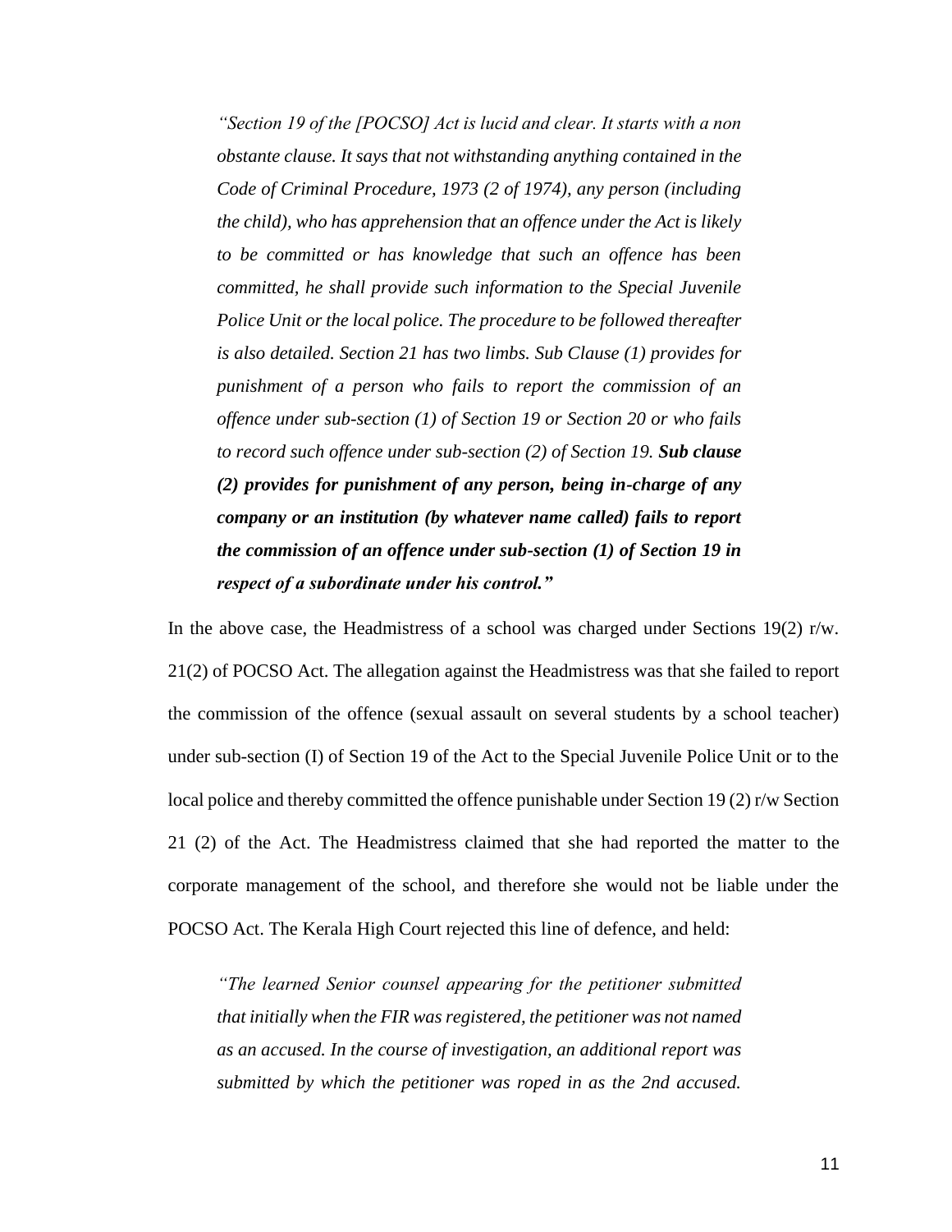> *"Section 19 of the [POCSO] Act is lucid and clear. It starts with a non obstante clause. It says that not withstanding anything contained in the Code of Criminal Procedure, 1973 (2 of 1974), any person (including the child), who has apprehension that an offence under the Act is likely to be committed or has knowledge that such an offence has been committed, he shall provide such information to the Special Juvenile Police Unit or the local police. The procedure to be followed thereafter is also detailed. Section 21 has two limbs. Sub Clause (1) provides for punishment of a person who fails to report the commission of an offence under sub-section (1) of Section 19 or Section 20 or who fails to record such offence under sub-section (2) of Section 19.* ***Sub clause (2) provides for punishment of any person, being in-charge of any company or an institution (by whatever name called) fails to report the commission of an offence under sub-section (1) of Section 19 in respect of a subordinate under his control."***

In the above case, the Headmistress of a school was charged under Sections 19(2) r/w. 21(2) of POCSO Act. The allegation against the Headmistress was that she failed to report the commission of the offence (sexual assault on several students by a school teacher) under sub-section (I) of Section 19 of the Act to the Special Juvenile Police Unit or to the local police and thereby committed the offence punishable under Section 19 (2) r/w Section 21 (2) of the Act. The Headmistress claimed that she had reported the matter to the corporate management of the school, and therefore she would not be liable under the POCSO Act. The Kerala High Court rejected this line of defence, and held:

> *"The learned Senior counsel appearing for the petitioner submitted that initially when the FIR was registered, the petitioner was not named as an accused. In the course of investigation, an additional report was submitted by which the petitioner was roped in as the 2nd accused.*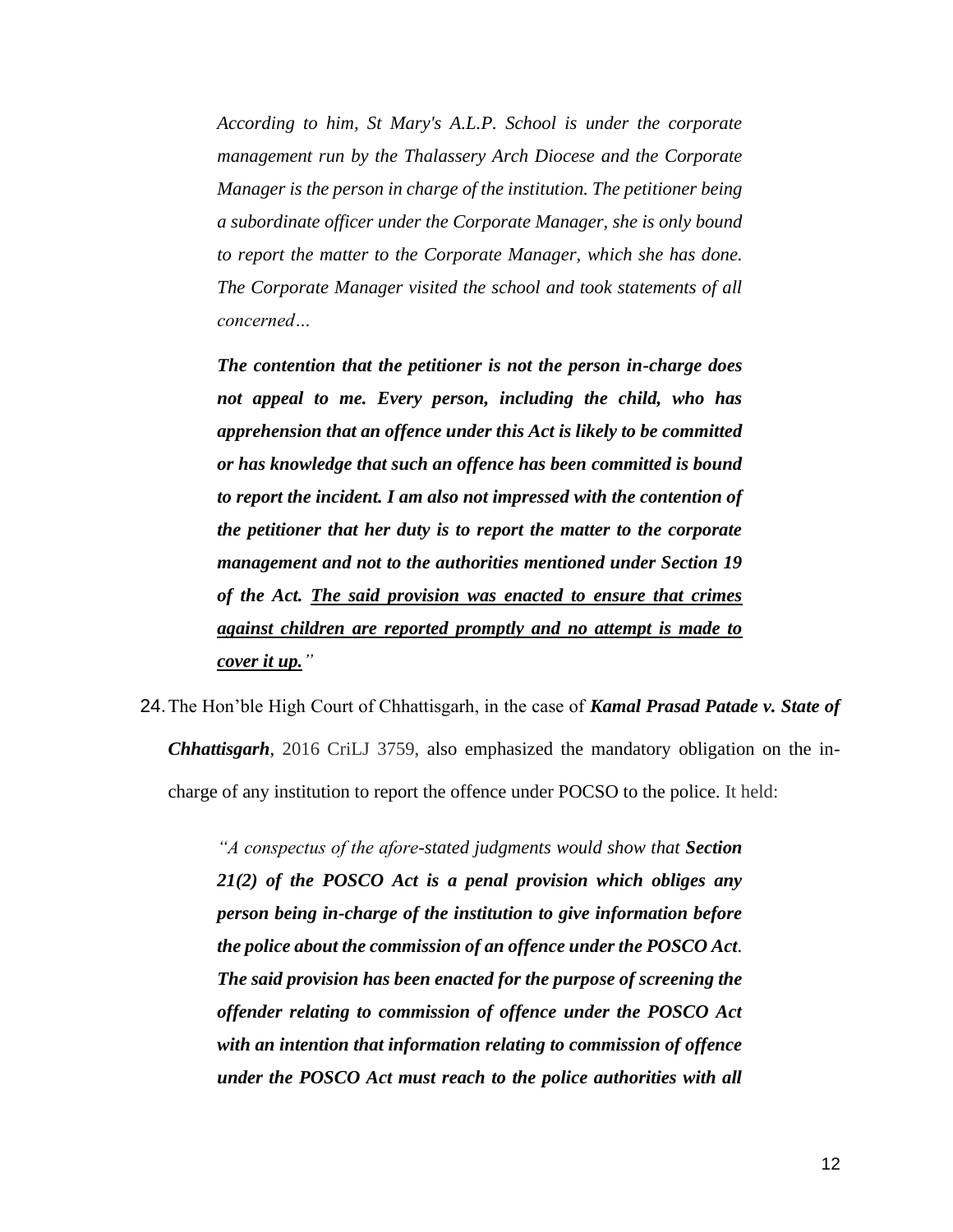> *According to him, St Mary's A.L.P. School is under the corporate management run by the Thalassery Arch Diocese and the Corporate Manager is the person in charge of the institution. The petitioner being a subordinate officer under the Corporate Manager, she is only bound to report the matter to the Corporate Manager, which she has done. The Corporate Manager visited the school and took statements of all concerned…*
>
> ***The contention that the petitioner is not the person in-charge does not appeal to me. Every person, including the child, who has apprehension that an offence under this Act is likely to be committed or has knowledge that such an offence has been committed is bound to report the incident. I am also not impressed with the contention of the petitioner that her duty is to report the matter to the corporate management and not to the authorities mentioned under Section 19 of the Act. <u>The said provision was enacted to ensure that crimes against children are reported promptly and no attempt is made to cover it up.</u>***"

24. The Hon'ble High Court of Chhattisgarh, in the case of ***Kamal Prasad Patade v. State of Chhattisgarh***, 2016 CriLJ 3759, also emphasized the mandatory obligation on the in-charge of any institution to report the offence under POCSO to the police. It held:

> *"A conspectus of the afore-stated judgments would show that **Section 21(2) of the POSCO Act is a penal provision which obliges any person being in-charge of the institution to give information before the police about the commission of an offence under the POSCO Act**. **The said provision has been enacted for the purpose of screening the offender relating to commission of offence under the POSCO Act with an intention that information relating to commission of offence under the POSCO Act must reach to the police authorities with all***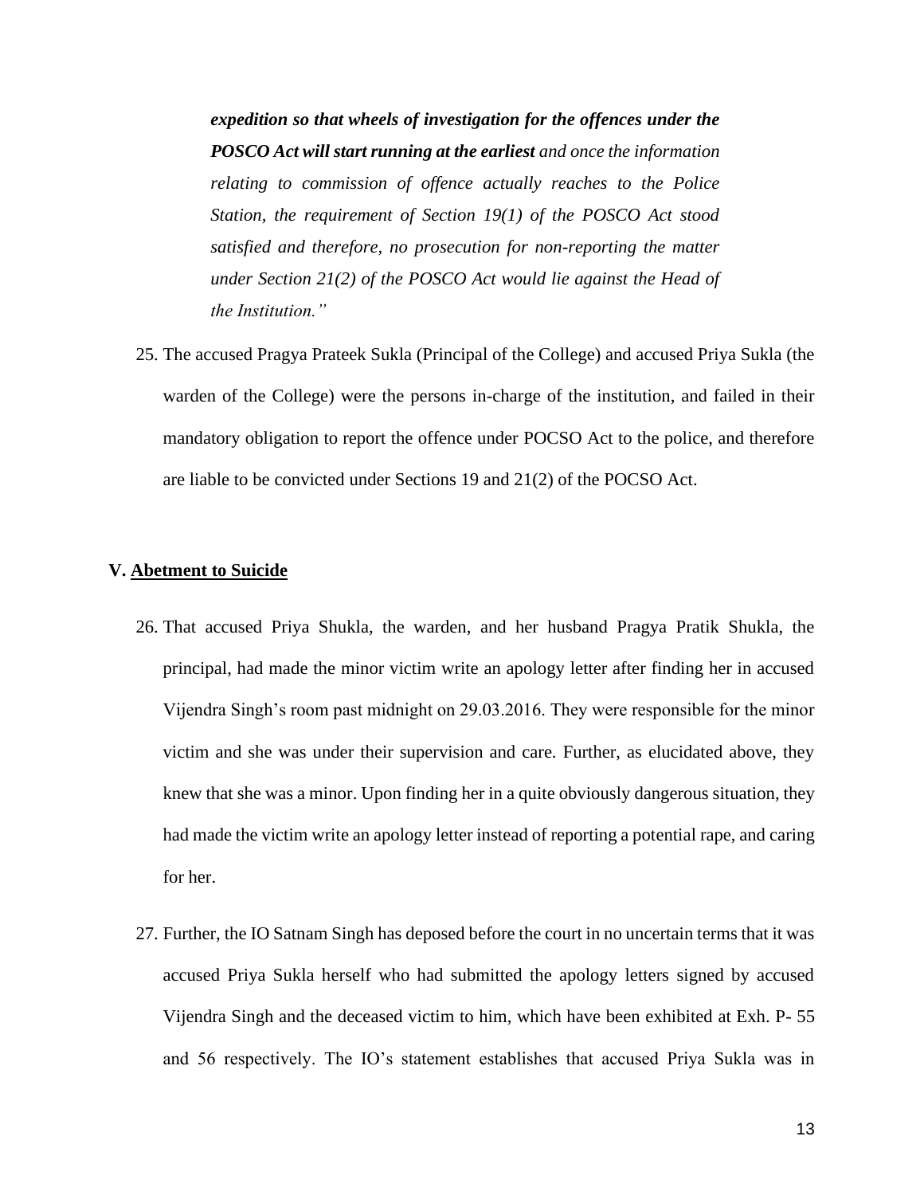> ***expedition so that wheels of investigation for the offences under the POSCO Act will start running at the earliest*** *and once the information relating to commission of offence actually reaches to the Police Station, the requirement of Section 19(1) of the POSCO Act stood satisfied and therefore, no prosecution for non-reporting the matter under Section 21(2) of the POSCO Act would lie against the Head of the Institution."*

25. The accused Pragya Prateek Sukla (Principal of the College) and accused Priya Sukla (the warden of the College) were the persons in-charge of the institution, and failed in their mandatory obligation to report the offence under POCSO Act to the police, and therefore are liable to be convicted under Sections 19 and 21(2) of the POCSO Act.

## V. <u>Abetment to Suicide</u>

26. That accused Priya Shukla, the warden, and her husband Pragya Pratik Shukla, the principal, had made the minor victim write an apology letter after finding her in accused Vijendra Singh's room past midnight on 29.03.2016. They were responsible for the minor victim and she was under their supervision and care. Further, as elucidated above, they knew that she was a minor. Upon finding her in a quite obviously dangerous situation, they had made the victim write an apology letter instead of reporting a potential rape, and caring for her.

27. Further, the IO Satnam Singh has deposed before the court in no uncertain terms that it was accused Priya Sukla herself who had submitted the apology letters signed by accused Vijendra Singh and the deceased victim to him, which have been exhibited at Exh. P- 55 and 56 respectively. The IO's statement establishes that accused Priya Sukla was in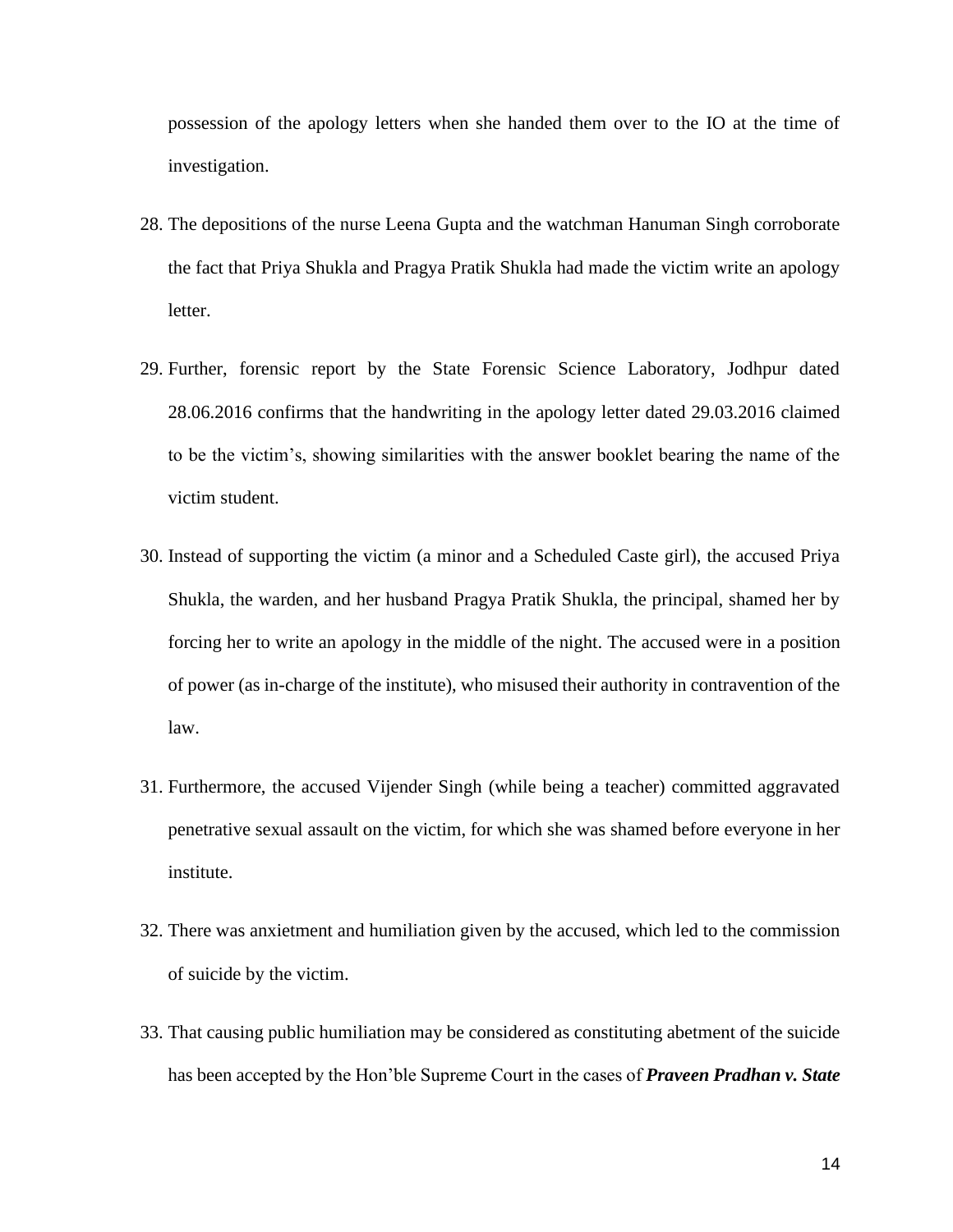possession of the apology letters when she handed them over to the IO at the time of investigation.

28. The depositions of the nurse Leena Gupta and the watchman Hanuman Singh corroborate the fact that Priya Shukla and Pragya Pratik Shukla had made the victim write an apology letter.

29. Further, forensic report by the State Forensic Science Laboratory, Jodhpur dated 28.06.2016 confirms that the handwriting in the apology letter dated 29.03.2016 claimed to be the victim's, showing similarities with the answer booklet bearing the name of the victim student.

30. Instead of supporting the victim (a minor and a Scheduled Caste girl), the accused Priya Shukla, the warden, and her husband Pragya Pratik Shukla, the principal, shamed her by forcing her to write an apology in the middle of the night. The accused were in a position of power (as in-charge of the institute), who misused their authority in contravention of the law.

31. Furthermore, the accused Vijender Singh (while being a teacher) committed aggravated penetrative sexual assault on the victim, for which she was shamed before everyone in her institute.

32. There was anxietment and humiliation given by the accused, which led to the commission of suicide by the victim.

33. That causing public humiliation may be considered as constituting abetment of the suicide has been accepted by the Hon'ble Supreme Court in the cases of ***Praveen Pradhan v. State***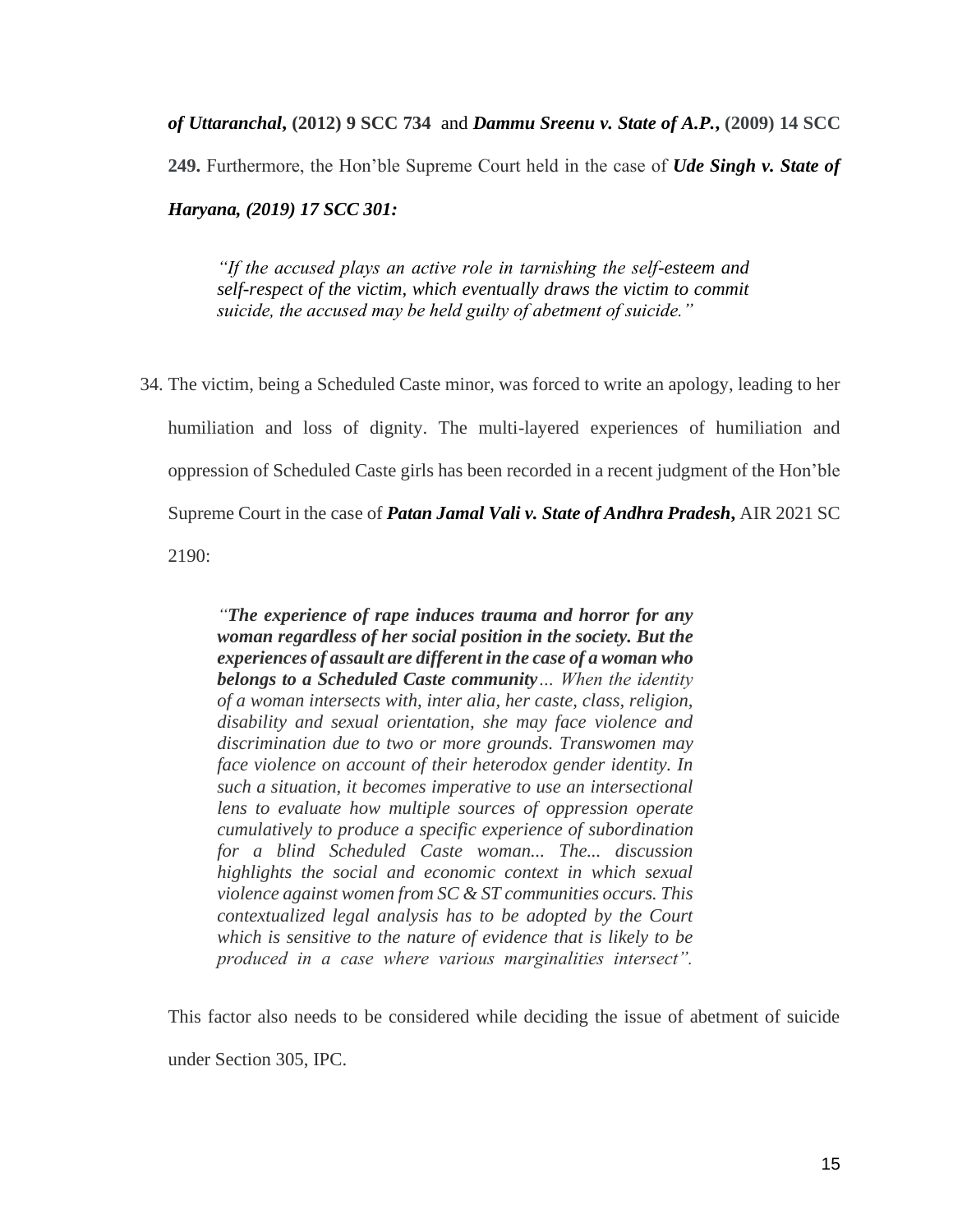***of Uttaranchal*, (2012) 9 SCC 734** and ***Dammu Sreenu v. State of A.P.*, (2009) 14 SCC 249.** Furthermore, the Hon'ble Supreme Court held in the case of ***Ude Singh v. State of Haryana, (2019) 17 SCC 301:***

> *"If the accused plays an active role in tarnishing the self-esteem and self-respect of the victim, which eventually draws the victim to commit suicide, the accused may be held guilty of abetment of suicide."*

34. The victim, being a Scheduled Caste minor, was forced to write an apology, leading to her humiliation and loss of dignity. The multi-layered experiences of humiliation and oppression of Scheduled Caste girls has been recorded in a recent judgment of the Hon'ble Supreme Court in the case of ***Patan Jamal Vali v. State of Andhra Pradesh*,** AIR 2021 SC 2190:

> *"**The experience of rape induces trauma and horror for any woman regardless of her social position in the society. But the experiences of assault are different in the case of a woman who belongs to a Scheduled Caste community**… When the identity of a woman intersects with, inter alia, her caste, class, religion, disability and sexual orientation, she may face violence and discrimination due to two or more grounds. Transwomen may face violence on account of their heterodox gender identity. In such a situation, it becomes imperative to use an intersectional lens to evaluate how multiple sources of oppression operate cumulatively to produce a specific experience of subordination for a blind Scheduled Caste woman... The... discussion highlights the social and economic context in which sexual violence against women from SC & ST communities occurs. This contextualized legal analysis has to be adopted by the Court which is sensitive to the nature of evidence that is likely to be produced in a case where various marginalities intersect".*

This factor also needs to be considered while deciding the issue of abetment of suicide under Section 305, IPC.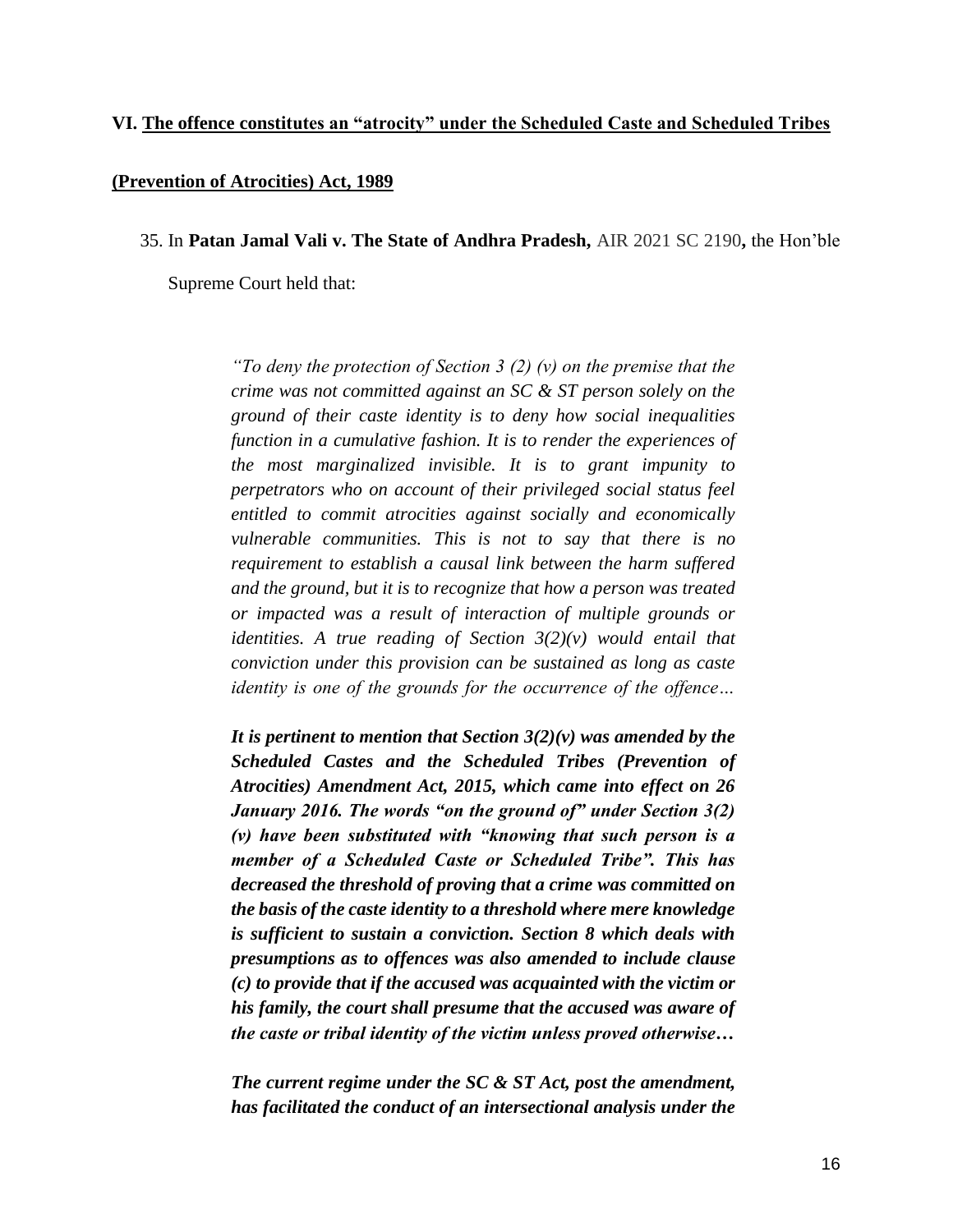**VI. <u>The offence constitutes an "atrocity" under the Scheduled Caste and Scheduled Tribes (Prevention of Atrocities) Act, 1989</u>**

35. In **Patan Jamal Vali v. The State of Andhra Pradesh,** AIR 2021 SC 2190**,** the Hon'ble Supreme Court held that:

> *"To deny the protection of Section 3 (2) (v) on the premise that the crime was not committed against an SC & ST person solely on the ground of their caste identity is to deny how social inequalities function in a cumulative fashion. It is to render the experiences of the most marginalized invisible. It is to grant impunity to perpetrators who on account of their privileged social status feel entitled to commit atrocities against socially and economically vulnerable communities. This is not to say that there is no requirement to establish a causal link between the harm suffered and the ground, but it is to recognize that how a person was treated or impacted was a result of interaction of multiple grounds or identities. A true reading of Section 3(2)(v) would entail that conviction under this provision can be sustained as long as caste identity is one of the grounds for the occurrence of the offence…*
>
> ***It is pertinent to mention that Section 3(2)(v) was amended by the Scheduled Castes and the Scheduled Tribes (Prevention of Atrocities) Amendment Act, 2015, which came into effect on 26 January 2016. The words "on the ground of" under Section 3(2) (v) have been substituted with "knowing that such person is a member of a Scheduled Caste or Scheduled Tribe". This has decreased the threshold of proving that a crime was committed on the basis of the caste identity to a threshold where mere knowledge is sufficient to sustain a conviction. Section 8 which deals with presumptions as to offences was also amended to include clause (c) to provide that if the accused was acquainted with the victim or his family, the court shall presume that the accused was aware of the caste or tribal identity of the victim unless proved otherwise…***
>
> ***The current regime under the SC & ST Act, post the amendment, has facilitated the conduct of an intersectional analysis under the***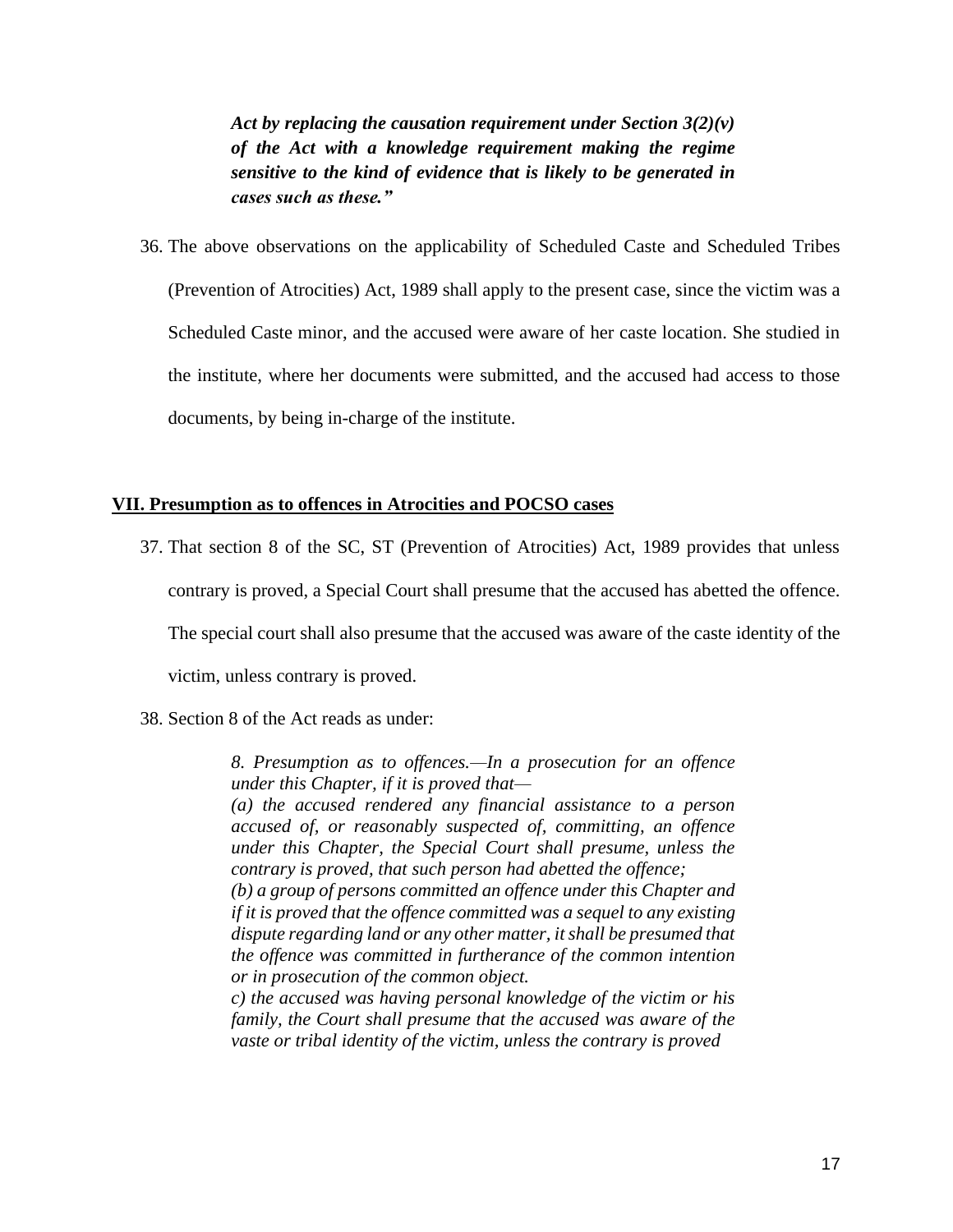***Act by replacing the causation requirement under Section 3(2)(v) of the Act with a knowledge requirement making the regime sensitive to the kind of evidence that is likely to be generated in cases such as these."***

36. The above observations on the applicability of Scheduled Caste and Scheduled Tribes (Prevention of Atrocities) Act, 1989 shall apply to the present case, since the victim was a Scheduled Caste minor, and the accused were aware of her caste location. She studied in the institute, where her documents were submitted, and the accused had access to those documents, by being in-charge of the institute.

## VII. Presumption as to offences in Atrocities and POCSO cases

37. That section 8 of the SC, ST (Prevention of Atrocities) Act, 1989 provides that unless contrary is proved, a Special Court shall presume that the accused has abetted the offence. The special court shall also presume that the accused was aware of the caste identity of the victim, unless contrary is proved.

38. Section 8 of the Act reads as under:

> *8. Presumption as to offences.—In a prosecution for an offence under this Chapter, if it is proved that—*
> *(a) the accused rendered any financial assistance to a person accused of, or reasonably suspected of, committing, an offence under this Chapter, the Special Court shall presume, unless the contrary is proved, that such person had abetted the offence;*
> *(b) a group of persons committed an offence under this Chapter and if it is proved that the offence committed was a sequel to any existing dispute regarding land or any other matter, it shall be presumed that the offence was committed in furtherance of the common intention or in prosecution of the common object.*
> *c) the accused was having personal knowledge of the victim or his family, the Court shall presume that the accused was aware of the vaste or tribal identity of the victim, unless the contrary is proved*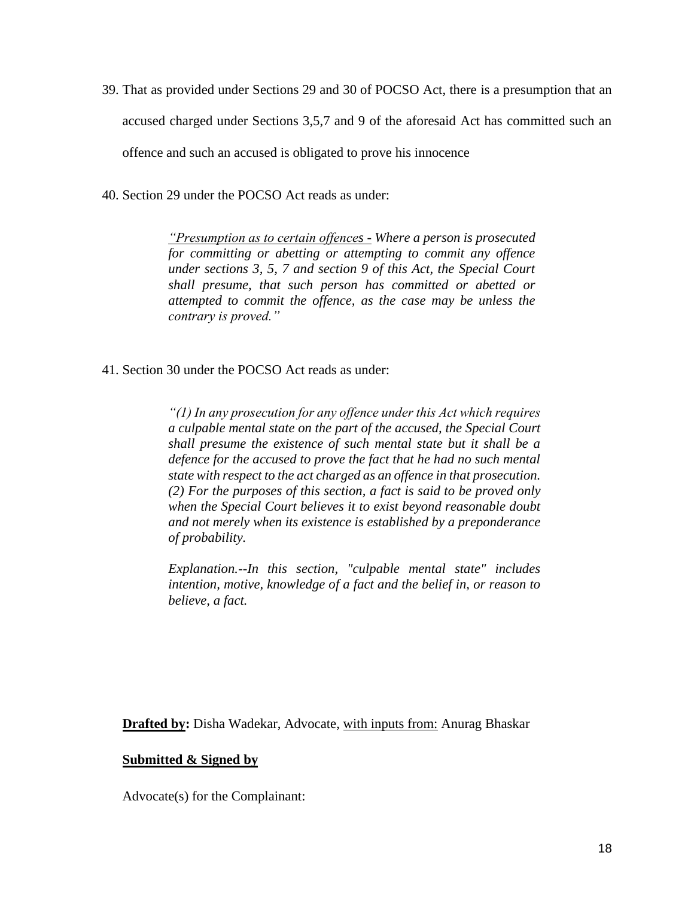39. That as provided under Sections 29 and 30 of POCSO Act, there is a presumption that an accused charged under Sections 3,5,7 and 9 of the aforesaid Act has committed such an offence and such an accused is obligated to prove his innocence

40. Section 29 under the POCSO Act reads as under:

> *<u>"Presumption as to certain offences -</u> Where a person is prosecuted for committing or abetting or attempting to commit any offence under sections 3, 5, 7 and section 9 of this Act, the Special Court shall presume, that such person has committed or abetted or attempted to commit the offence, as the case may be unless the contrary is proved."*

41. Section 30 under the POCSO Act reads as under:

> *"(1) In any prosecution for any offence under this Act which requires a culpable mental state on the part of the accused, the Special Court shall presume the existence of such mental state but it shall be a defence for the accused to prove the fact that he had no such mental state with respect to the act charged as an offence in that prosecution. (2) For the purposes of this section, a fact is said to be proved only when the Special Court believes it to exist beyond reasonable doubt and not merely when its existence is established by a preponderance of probability.*
>
> *Explanation.--In this section, "culpable mental state" includes intention, motive, knowledge of a fact and the belief in, or reason to believe, a fact.*

**<u>Drafted by</u>:** Disha Wadekar, Advocate, <u>with inputs from:</u> Anurag Bhaskar

**<u>Submitted & Signed by</u>**

Advocate(s) for the Complainant: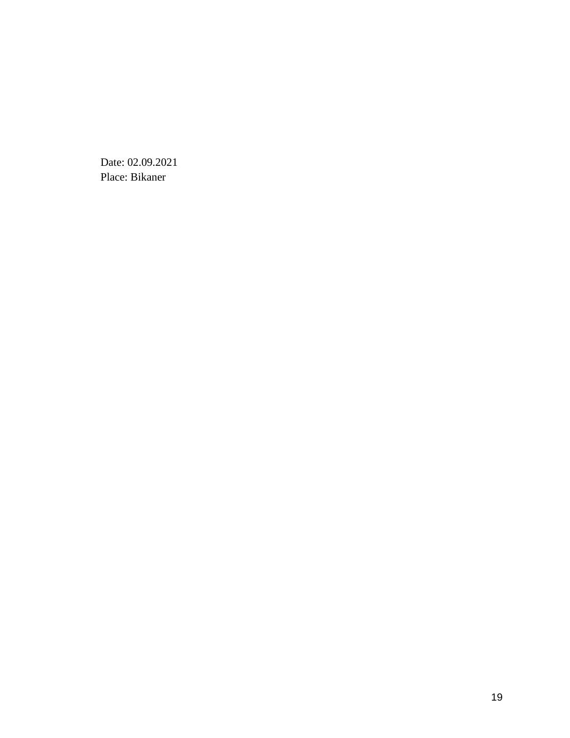Date: 02.09.2021
Place: Bikaner